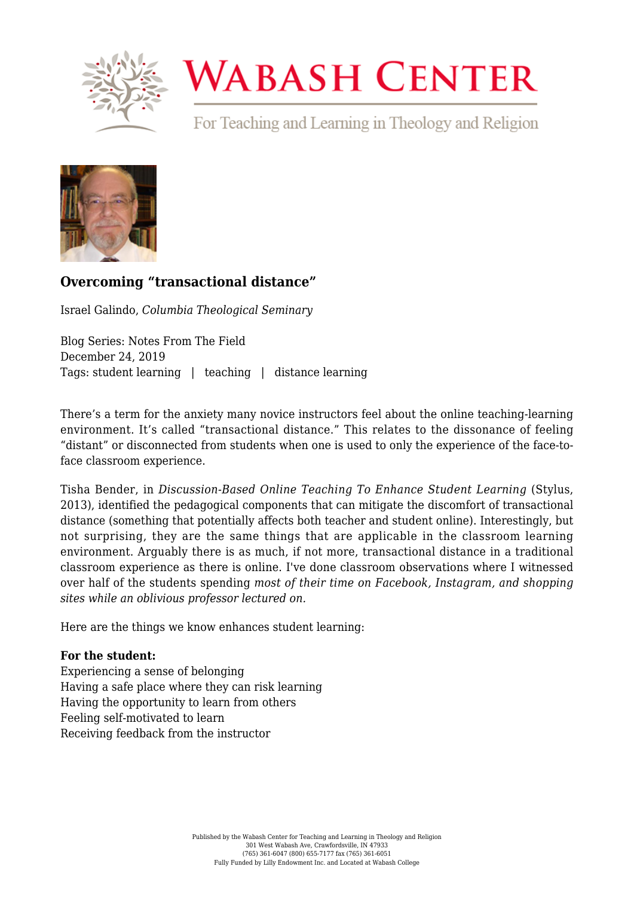# Wabash Center

For Teaching and Learning in Theology and Religion

## Overcoming "transactional distance"

Israel Galindo, *Columbia Theological Seminary*

Blog Series: Notes From The Field
December 24, 2019
Tags: student learning | teaching | distance learning

There's a term for the anxiety many novice instructors feel about the online teaching-learning environment. It's called "transactional distance." This relates to the dissonance of feeling "distant" or disconnected from students when one is used to only the experience of the face-to-face classroom experience.

Tisha Bender, in *Discussion-Based Online Teaching To Enhance Student Learning* (Stylus, 2013), identified the pedagogical components that can mitigate the discomfort of transactional distance (something that potentially affects both teacher and student online). Interestingly, but not surprising, they are the same things that are applicable in the classroom learning environment. Arguably there is as much, if not more, transactional distance in a traditional classroom experience as there is online. I've done classroom observations where I witnessed over half of the students spending *most of their time on Facebook, Instagram, and shopping sites while an oblivious professor lectured on.*

Here are the things we know enhances student learning:

**For the student:**
Experiencing a sense of belonging
Having a safe place where they can risk learning
Having the opportunity to learn from others
Feeling self-motivated to learn
Receiving feedback from the instructor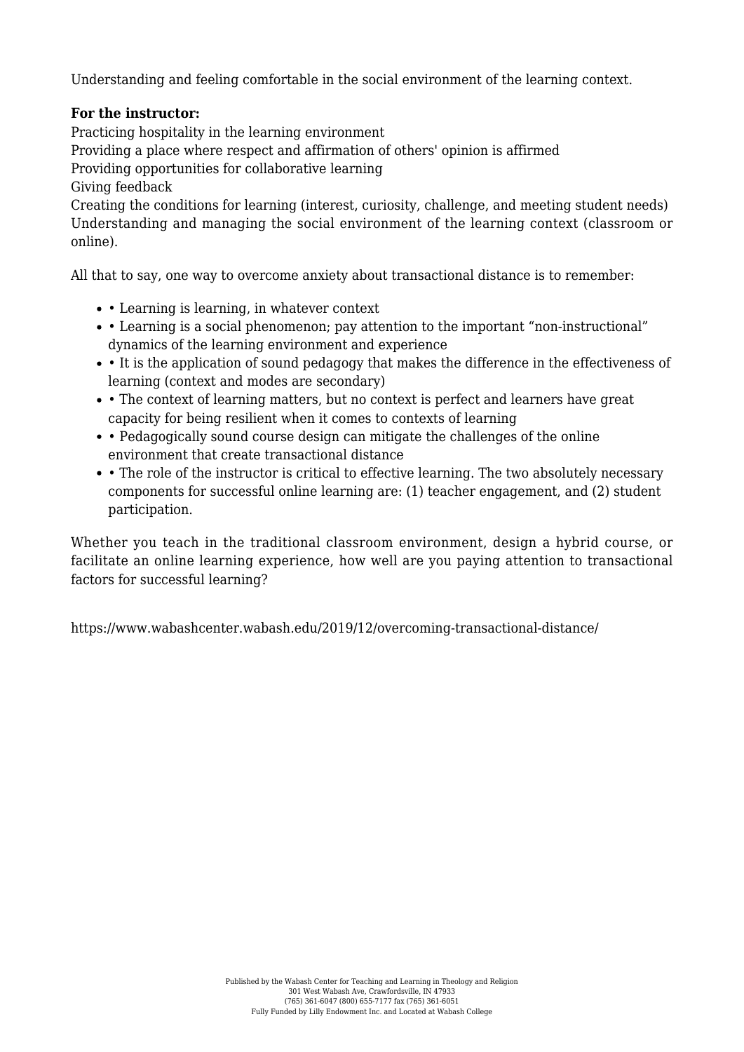Understanding and feeling comfortable in the social environment of the learning context.

**For the instructor:**
Practicing hospitality in the learning environment
Providing a place where respect and affirmation of others' opinion is affirmed
Providing opportunities for collaborative learning
Giving feedback
Creating the conditions for learning (interest, curiosity, challenge, and meeting student needs)
Understanding and managing the social environment of the learning context (classroom or online).

All that to say, one way to overcome anxiety about transactional distance is to remember:

- • Learning is learning, in whatever context
- • Learning is a social phenomenon; pay attention to the important "non-instructional" dynamics of the learning environment and experience
- • It is the application of sound pedagogy that makes the difference in the effectiveness of learning (context and modes are secondary)
- • The context of learning matters, but no context is perfect and learners have great capacity for being resilient when it comes to contexts of learning
- • Pedagogically sound course design can mitigate the challenges of the online environment that create transactional distance
- • The role of the instructor is critical to effective learning. The two absolutely necessary components for successful online learning are: (1) teacher engagement, and (2) student participation.

Whether you teach in the traditional classroom environment, design a hybrid course, or facilitate an online learning experience, how well are you paying attention to transactional factors for successful learning?

https://www.wabashcenter.wabash.edu/2019/12/overcoming-transactional-distance/